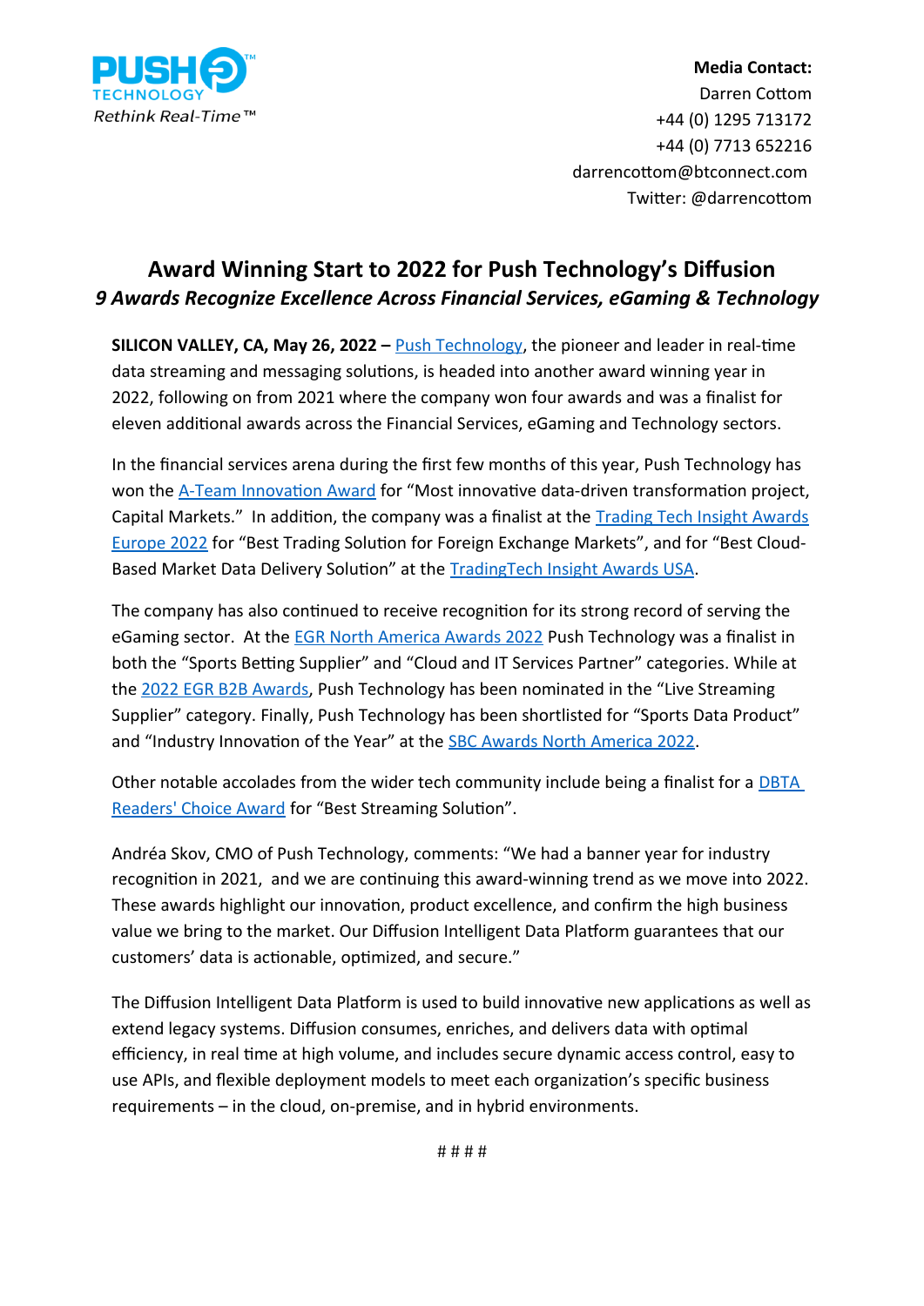PUSH TECHNOLOGY
*Rethink Real-Time™*

**Media Contact:**
Darren Cottom
+44 (0) 1295 713172
+44 (0) 7713 652216
darrencottom@btconnect.com
Twitter: @darrencottom

# Award Winning Start to 2022 for Push Technology's Diffusion

## *9 Awards Recognize Excellence Across Financial Services, eGaming & Technology*

**SILICON VALLEY, CA, May 26, 2022 –** Push Technology, the pioneer and leader in real-time data streaming and messaging solutions, is headed into another award winning year in 2022, following on from 2021 where the company won four awards and was a finalist for eleven additional awards across the Financial Services, eGaming and Technology sectors.

In the financial services arena during the first few months of this year, Push Technology has won the A-Team Innovation Award for "Most innovative data-driven transformation project, Capital Markets." In addition, the company was a finalist at the Trading Tech Insight Awards Europe 2022 for "Best Trading Solution for Foreign Exchange Markets", and for "Best Cloud-Based Market Data Delivery Solution" at the TradingTech Insight Awards USA.

The company has also continued to receive recognition for its strong record of serving the eGaming sector. At the EGR North America Awards 2022 Push Technology was a finalist in both the "Sports Betting Supplier" and "Cloud and IT Services Partner" categories. While at the 2022 EGR B2B Awards, Push Technology has been nominated in the "Live Streaming Supplier" category. Finally, Push Technology has been shortlisted for "Sports Data Product" and "Industry Innovation of the Year" at the SBC Awards North America 2022.

Other notable accolades from the wider tech community include being a finalist for a DBTA Readers' Choice Award for "Best Streaming Solution".

Andréa Skov, CMO of Push Technology, comments: "We had a banner year for industry recognition in 2021, and we are continuing this award-winning trend as we move into 2022. These awards highlight our innovation, product excellence, and confirm the high business value we bring to the market. Our Diffusion Intelligent Data Platform guarantees that our customers' data is actionable, optimized, and secure."

The Diffusion Intelligent Data Platform is used to build innovative new applications as well as extend legacy systems. Diffusion consumes, enriches, and delivers data with optimal efficiency, in real time at high volume, and includes secure dynamic access control, easy to use APIs, and flexible deployment models to meet each organization's specific business requirements – in the cloud, on-premise, and in hybrid environments.

# # # #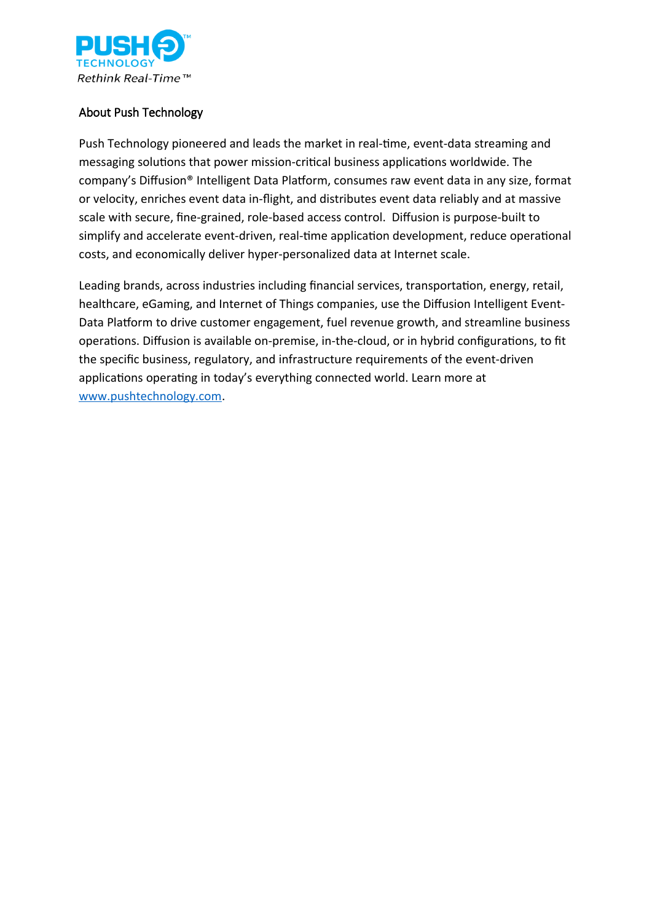PUSH TECHNOLOGY

*Rethink Real-Time™*

## About Push Technology

Push Technology pioneered and leads the market in real-time, event-data streaming and messaging solutions that power mission-critical business applications worldwide. The company's Diffusion® Intelligent Data Platform, consumes raw event data in any size, format or velocity, enriches event data in-flight, and distributes event data reliably and at massive scale with secure, fine-grained, role-based access control. Diffusion is purpose-built to simplify and accelerate event-driven, real-time application development, reduce operational costs, and economically deliver hyper-personalized data at Internet scale.

Leading brands, across industries including financial services, transportation, energy, retail, healthcare, eGaming, and Internet of Things companies, use the Diffusion Intelligent Event-Data Platform to drive customer engagement, fuel revenue growth, and streamline business operations. Diffusion is available on-premise, in-the-cloud, or in hybrid configurations, to fit the specific business, regulatory, and infrastructure requirements of the event-driven applications operating in today's everything connected world. Learn more at [www.pushtechnology.com](http://www.pushtechnology.com).